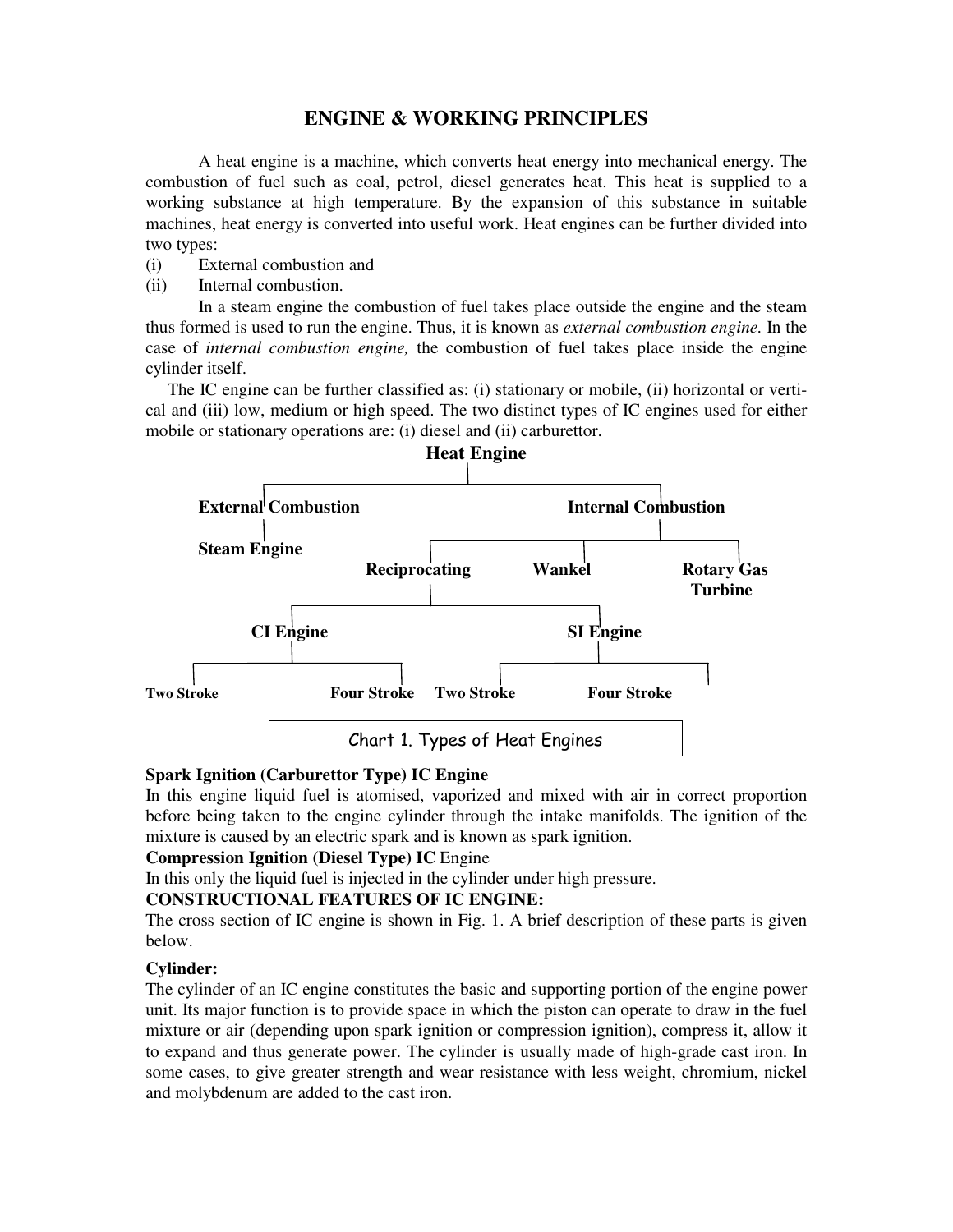# ENGINE & WORKING PRINCIPLES

A heat engine is a machine, which converts heat energy into mechanical energy. The combustion of fuel such as coal, petrol, diesel generates heat. This heat is supplied to a working substance at high temperature. By the expansion of this substance in suitable machines, heat energy is converted into useful work. Heat engines can be further divided into two types:

(i) External combustion and

(ii) Internal combustion.

In a steam engine the combustion of fuel takes place outside the engine and the steam thus formed is used to run the engine. Thus, it is known as *external combustion engine*. In the case of *internal combustion engine,* the combustion of fuel takes place inside the engine cylinder itself.

The IC engine can be further classified as: (i) stationary or mobile, (ii) horizontal or vertical and (iii) low, medium or high speed. The two distinct types of IC engines used for either mobile or stationary operations are: (i) diesel and (ii) carburettor.

- **Heat Engine**
  - **External Combustion**
    - **Steam Engine**
  - **Internal Combustion**
    - **Reciprocating**
      - **CI Engine**
        - **Two Stroke**
        - **Four Stroke**
      - **SI Engine**
        - **Two Stroke**
        - **Four Stroke**
    - **Wankel**
    - **Rotary Gas Turbine**

Chart 1. Types of Heat Engines

**Spark Ignition (Carburettor Type) IC Engine**

In this engine liquid fuel is atomised, vaporized and mixed with air in correct proportion before being taken to the engine cylinder through the intake manifolds. The ignition of the mixture is caused by an electric spark and is known as spark ignition.

**Compression Ignition (Diesel Type) IC** Engine

In this only the liquid fuel is injected in the cylinder under high pressure.

## CONSTRUCTIONAL FEATURES OF IC ENGINE:

The cross section of IC engine is shown in Fig. 1. A brief description of these parts is given below.

### Cylinder:

The cylinder of an IC engine constitutes the basic and supporting portion of the engine power unit. Its major function is to provide space in which the piston can operate to draw in the fuel mixture or air (depending upon spark ignition or compression ignition), compress it, allow it to expand and thus generate power. The cylinder is usually made of high-grade cast iron. In some cases, to give greater strength and wear resistance with less weight, chromium, nickel and molybdenum are added to the cast iron.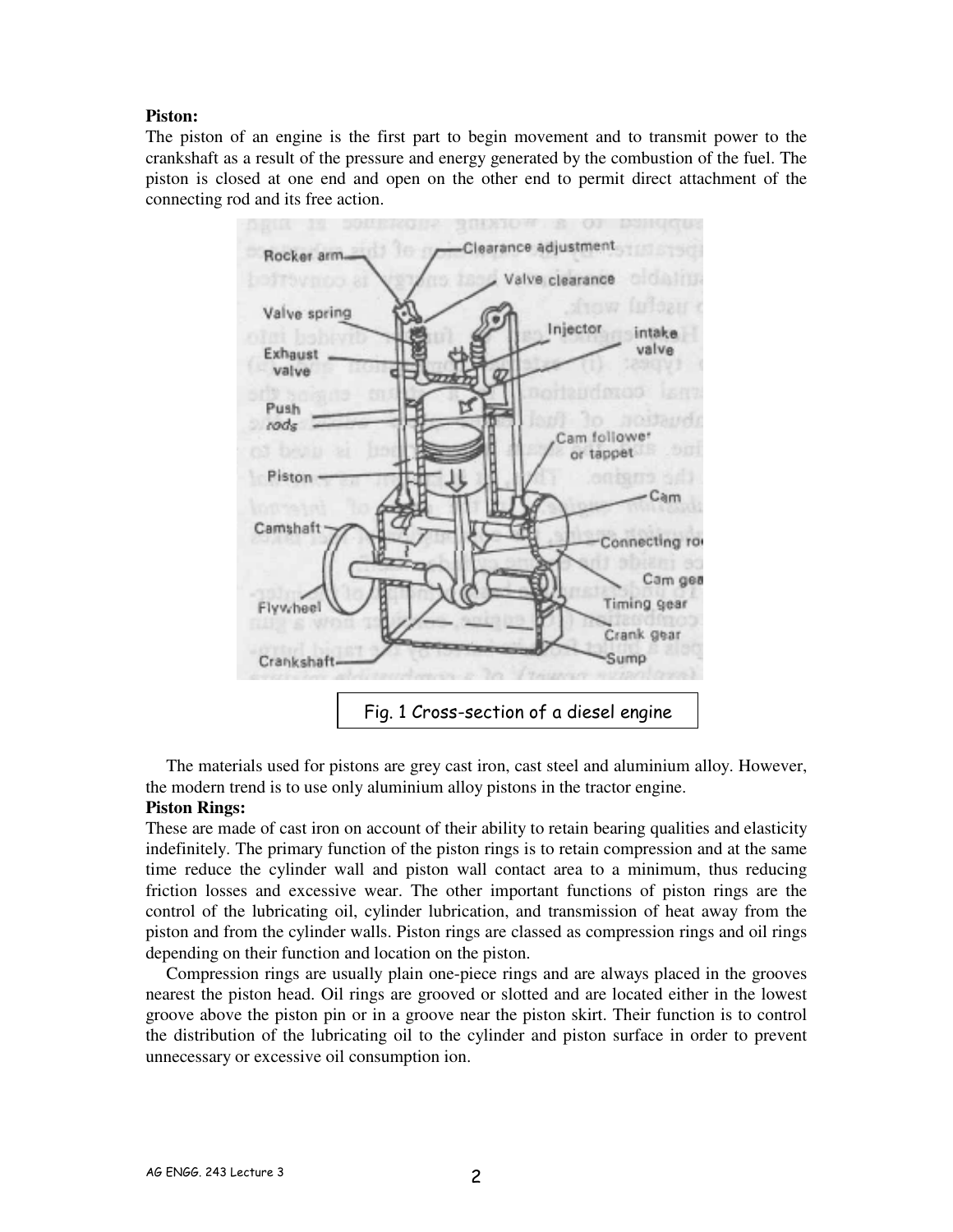**Piston:**
The piston of an engine is the first part to begin movement and to transmit power to the crankshaft as a result of the pressure and energy generated by the combustion of the fuel. The piston is closed at one end and open on the other end to permit direct attachment of the connecting rod and its free action.

Fig. 1 Cross-section of a diesel engine

The materials used for pistons are grey cast iron, cast steel and aluminium alloy. However, the modern trend is to use only aluminium alloy pistons in the tractor engine.

**Piston Rings:**
These are made of cast iron on account of their ability to retain bearing qualities and elasticity indefinitely. The primary function of the piston rings is to retain compression and at the same time reduce the cylinder wall and piston wall contact area to a minimum, thus reducing friction losses and excessive wear. The other important functions of piston rings are the control of the lubricating oil, cylinder lubrication, and transmission of heat away from the piston and from the cylinder walls. Piston rings are classed as compression rings and oil rings depending on their function and location on the piston.

Compression rings are usually plain one-piece rings and are always placed in the grooves nearest the piston head. Oil rings are grooved or slotted and are located either in the lowest groove above the piston pin or in a groove near the piston skirt. Their function is to control the distribution of the lubricating oil to the cylinder and piston surface in order to prevent unnecessary or excessive oil consumption ion.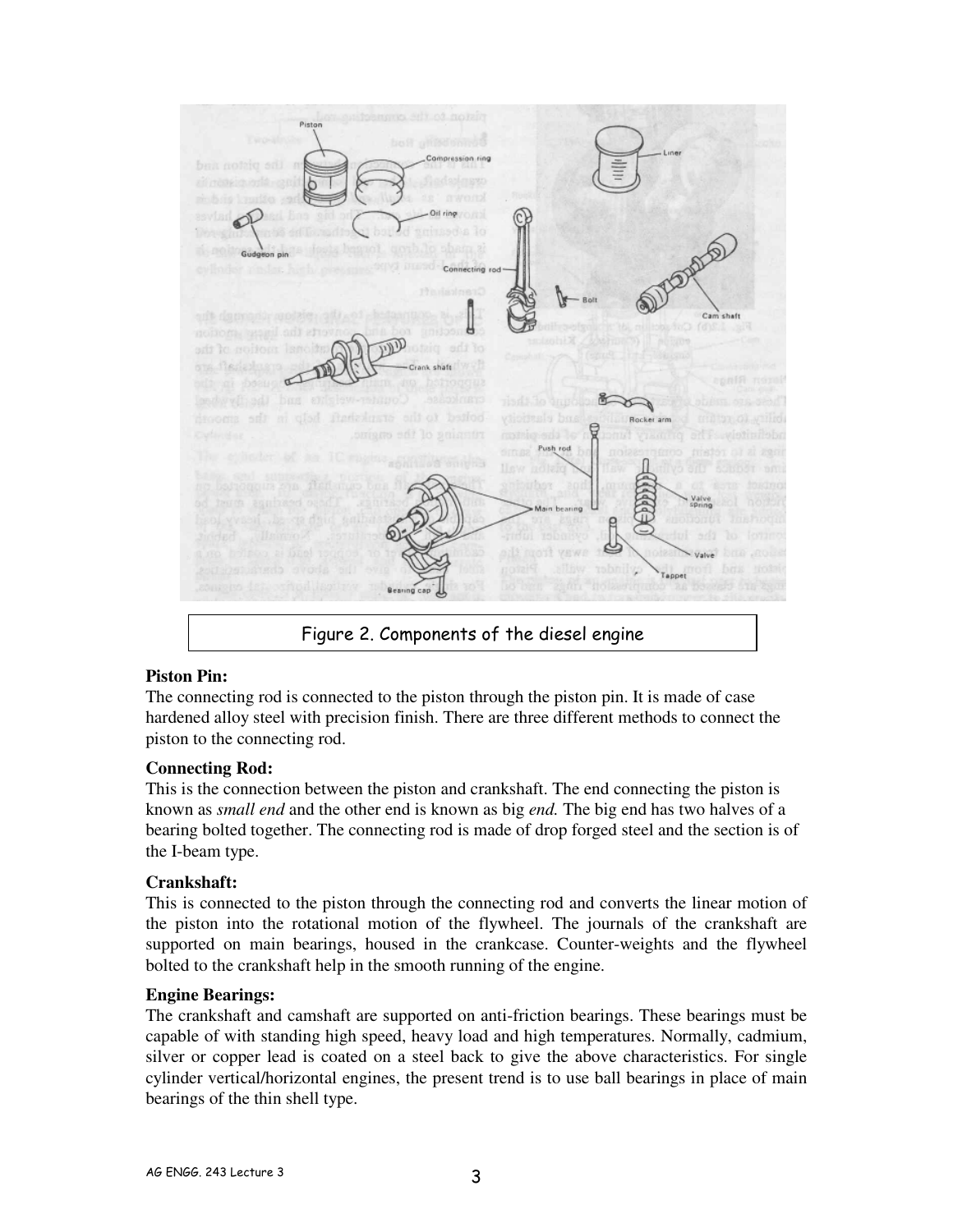Figure 2. Components of the diesel engine

**Piston Pin:**
The connecting rod is connected to the piston through the piston pin. It is made of case hardened alloy steel with precision finish. There are three different methods to connect the piston to the connecting rod.

**Connecting Rod:**
This is the connection between the piston and crankshaft. The end connecting the piston is known as *small end* and the other end is known as big *end.* The big end has two halves of a bearing bolted together. The connecting rod is made of drop forged steel and the section is of the I-beam type.

**Crankshaft:**
This is connected to the piston through the connecting rod and converts the linear motion of the piston into the rotational motion of the flywheel. The journals of the crankshaft are supported on main bearings, housed in the crankcase. Counter-weights and the flywheel bolted to the crankshaft help in the smooth running of the engine.

**Engine Bearings:**
The crankshaft and camshaft are supported on anti-friction bearings. These bearings must be capable of with standing high speed, heavy load and high temperatures. Normally, cadmium, silver or copper lead is coated on a steel back to give the above characteristics. For single cylinder vertical/horizontal engines, the present trend is to use ball bearings in place of main bearings of the thin shell type.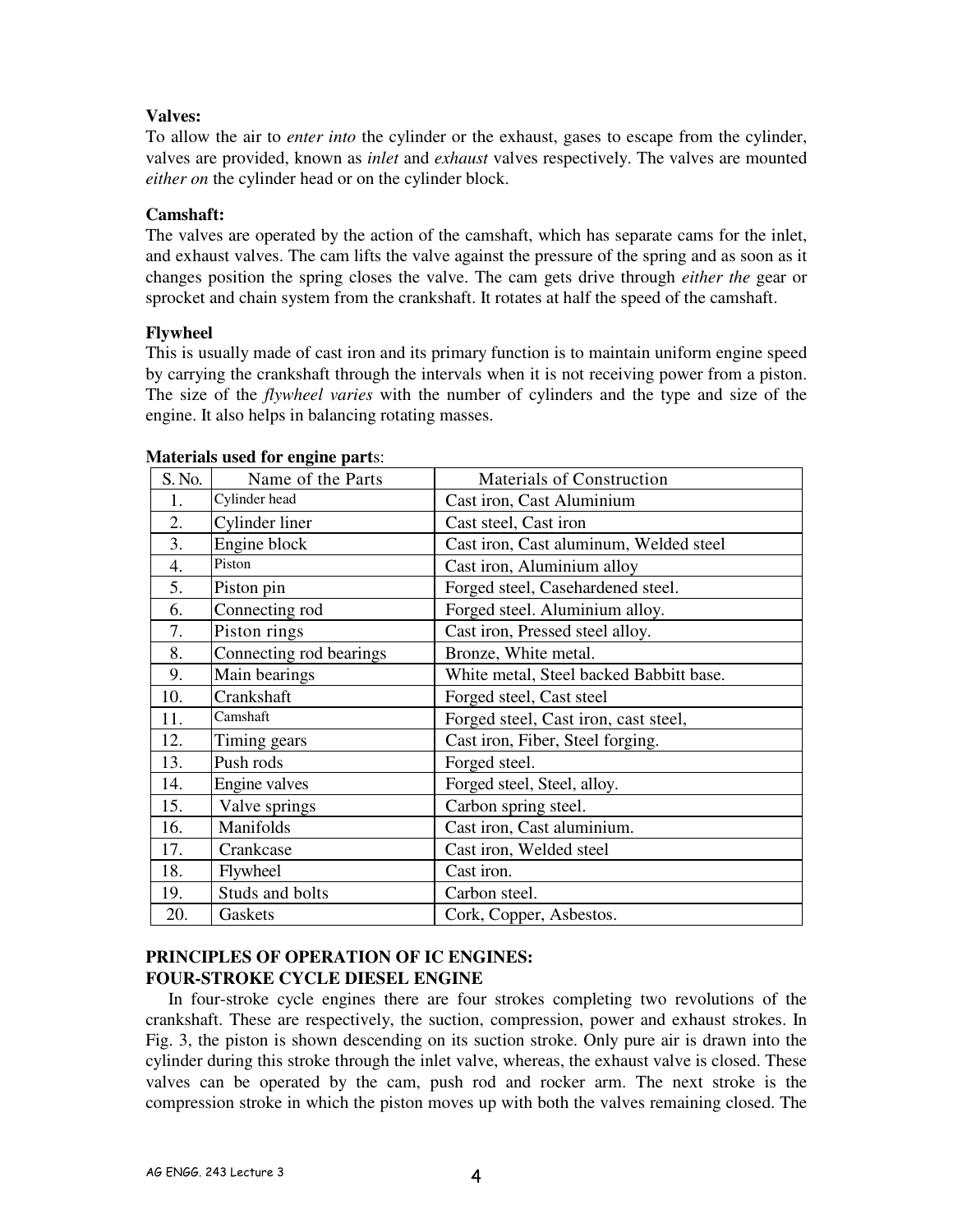**Valves:**

To allow the air to *enter into* the cylinder or the exhaust, gases to escape from the cylinder, valves are provided, known as *inlet* and *exhaust* valves respectively. The valves are mounted *either on* the cylinder head or on the cylinder block.

**Camshaft:**

The valves are operated by the action of the camshaft, which has separate cams for the inlet, and exhaust valves. The cam lifts the valve against the pressure of the spring and as soon as it changes position the spring closes the valve. The cam gets drive through *either the* gear or sprocket and chain system from the crankshaft. It rotates at half the speed of the camshaft.

**Flywheel**

This is usually made of cast iron and its primary function is to maintain uniform engine speed by carrying the crankshaft through the intervals when it is not receiving power from a piston. The size of the *flywheel varies* with the number of cylinders and the type and size of the engine. It also helps in balancing rotating masses.

**Materials used for engine part**s:

| S. No. | Name of the Parts | Materials of Construction |
|---|---|---|
| 1. | Cylinder head | Cast iron, Cast Aluminium |
| 2. | Cylinder liner | Cast steel, Cast iron |
| 3. | Engine block | Cast iron, Cast aluminum, Welded steel |
| 4. | Piston | Cast iron, Aluminium alloy |
| 5. | Piston pin | Forged steel, Casehardened steel. |
| 6. | Connecting rod | Forged steel. Aluminium alloy. |
| 7. | Piston rings | Cast iron, Pressed steel alloy. |
| 8. | Connecting rod bearings | Bronze, White metal. |
| 9. | Main bearings | White metal, Steel backed Babbitt base. |
| 10. | Crankshaft | Forged steel, Cast steel |
| 11. | Camshaft | Forged steel, Cast iron, cast steel, |
| 12. | Timing gears | Cast iron, Fiber, Steel forging. |
| 13. | Push rods | Forged steel. |
| 14. | Engine valves | Forged steel, Steel, alloy. |
| 15. | Valve springs | Carbon spring steel. |
| 16. | Manifolds | Cast iron, Cast aluminium. |
| 17. | Crankcase | Cast iron, Welded steel |
| 18. | Flywheel | Cast iron. |
| 19. | Studs and bolts | Carbon steel. |
| 20. | Gaskets | Cork, Copper, Asbestos. |

**PRINCIPLES OF OPERATION OF IC ENGINES:**

**FOUR-STROKE CYCLE DIESEL ENGINE**

In four-stroke cycle engines there are four strokes completing two revolutions of the crankshaft. These are respectively, the suction, compression, power and exhaust strokes. In Fig. 3, the piston is shown descending on its suction stroke. Only pure air is drawn into the cylinder during this stroke through the inlet valve, whereas, the exhaust valve is closed. These valves can be operated by the cam, push rod and rocker arm. The next stroke is the compression stroke in which the piston moves up with both the valves remaining closed. The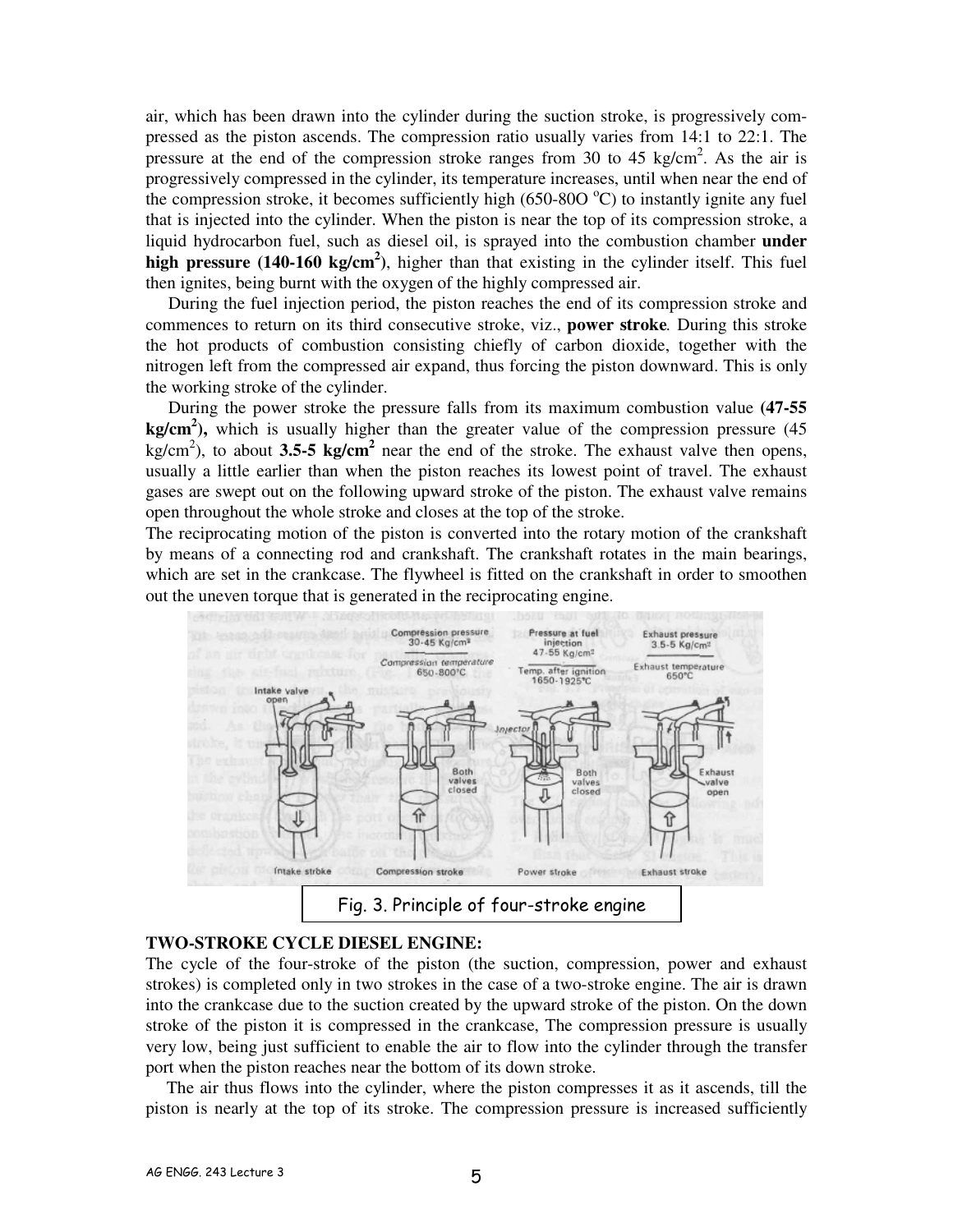air, which has been drawn into the cylinder during the suction stroke, is progressively compressed as the piston ascends. The compression ratio usually varies from 14:1 to 22:1. The pressure at the end of the compression stroke ranges from 30 to 45 kg/cm$^2$. As the air is progressively compressed in the cylinder, its temperature increases, until when near the end of the compression stroke, it becomes sufficiently high (650-80O $^o$C) to instantly ignite any fuel that is injected into the cylinder. When the piston is near the top of its compression stroke, a liquid hydrocarbon fuel, such as diesel oil, is sprayed into the combustion chamber **under high pressure (140-160 kg/cm$^2$)**, higher than that existing in the cylinder itself. This fuel then ignites, being burnt with the oxygen of the highly compressed air.

During the fuel injection period, the piston reaches the end of its compression stroke and commences to return on its third consecutive stroke, viz., **power stroke**. During this stroke the hot products of combustion consisting chiefly of carbon dioxide, together with the nitrogen left from the compressed air expand, thus forcing the piston downward. This is only the working stroke of the cylinder.

During the power stroke the pressure falls from its maximum combustion value **(47-55 kg/cm$^2$),** which is usually higher than the greater value of the compression pressure (45 kg/cm$^2$), to about **3.5-5 kg/cm$^2$** near the end of the stroke. The exhaust valve then opens, usually a little earlier than when the piston reaches its lowest point of travel. The exhaust gases are swept out on the following upward stroke of the piston. The exhaust valve remains open throughout the whole stroke and closes at the top of the stroke.

The reciprocating motion of the piston is converted into the rotary motion of the crankshaft by means of a connecting rod and crankshaft. The crankshaft rotates in the main bearings, which are set in the crankcase. The flywheel is fitted on the crankshaft in order to smoothen out the uneven torque that is generated in the reciprocating engine.

Fig. 3. Principle of four-stroke engine

**TWO-STROKE CYCLE DIESEL ENGINE:**

The cycle of the four-stroke of the piston (the suction, compression, power and exhaust strokes) is completed only in two strokes in the case of a two-stroke engine. The air is drawn into the crankcase due to the suction created by the upward stroke of the piston. On the down stroke of the piston it is compressed in the crankcase, The compression pressure is usually very low, being just sufficient to enable the air to flow into the cylinder through the transfer port when the piston reaches near the bottom of its down stroke.

The air thus flows into the cylinder, where the piston compresses it as it ascends, till the piston is nearly at the top of its stroke. The compression pressure is increased sufficiently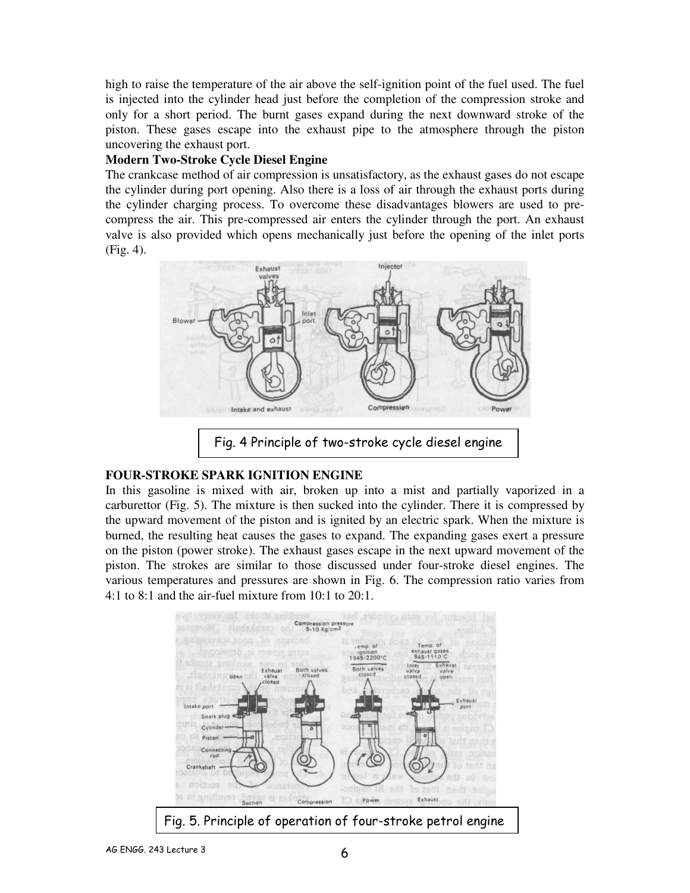high to raise the temperature of the air above the self-ignition point of the fuel used. The fuel is injected into the cylinder head just before the completion of the compression stroke and only for a short period. The burnt gases expand during the next downward stroke of the piston. These gases escape into the exhaust pipe to the atmosphere through the piston uncovering the exhaust port.

**Modern Two-Stroke Cycle Diesel Engine**

The crankcase method of air compression is unsatisfactory, as the exhaust gases do not escape the cylinder during port opening. Also there is a loss of air through the exhaust ports during the cylinder charging process. To overcome these disadvantages blowers are used to pre-compress the air. This pre-compressed air enters the cylinder through the port. An exhaust valve is also provided which opens mechanically just before the opening of the inlet ports (Fig. 4).

Fig. 4 Principle of two-stroke cycle diesel engine

**FOUR-STROKE SPARK IGNITION ENGINE**

In this gasoline is mixed with air, broken up into a mist and partially vaporized in a carburettor (Fig. 5). The mixture is then sucked into the cylinder. There it is compressed by the upward movement of the piston and is ignited by an electric spark. When the mixture is burned, the resulting heat causes the gases to expand. The expanding gases exert a pressure on the piston (power stroke). The exhaust gases escape in the next upward movement of the piston. The strokes are similar to those discussed under four-stroke diesel engines. The various temperatures and pressures are shown in Fig. 6. The compression ratio varies from 4:1 to 8:1 and the air-fuel mixture from 10:1 to 20:1.

Fig. 5. Principle of operation of four-stroke petrol engine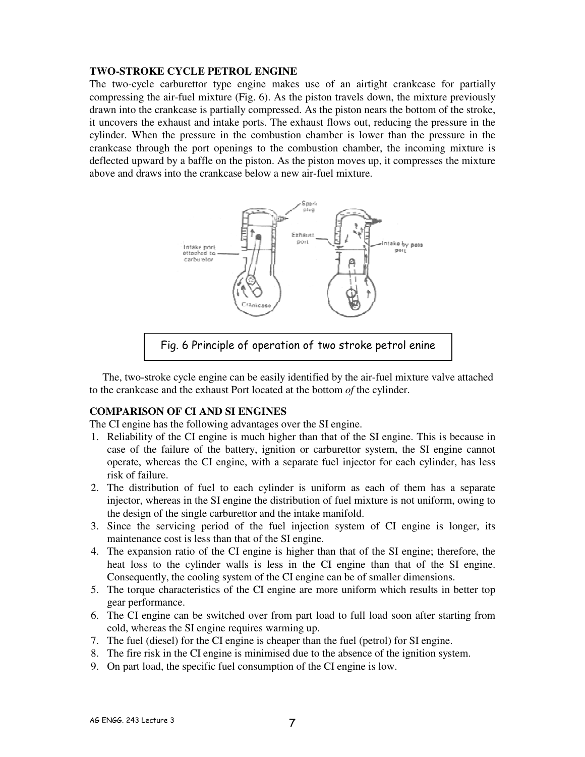### TWO-STROKE CYCLE PETROL ENGINE

The two-cycle carburettor type engine makes use of an airtight crankcase for partially compressing the air-fuel mixture (Fig. 6). As the piston travels down, the mixture previously drawn into the crankcase is partially compressed. As the piston nears the bottom of the stroke, it uncovers the exhaust and intake ports. The exhaust flows out, reducing the pressure in the cylinder. When the pressure in the combustion chamber is lower than the pressure in the crankcase through the port openings to the combustion chamber, the incoming mixture is deflected upward by a baffle on the piston. As the piston moves up, it compresses the mixture above and draws into the crankcase below a new air-fuel mixture.

Fig. 6 Principle of operation of two stroke petrol enine

The, two-stroke cycle engine can be easily identified by the air-fuel mixture valve attached to the crankcase and the exhaust Port located at the bottom *of* the cylinder.

### COMPARISON OF CI AND SI ENGINES

The CI engine has the following advantages over the SI engine.

1. Reliability of the CI engine is much higher than that of the SI engine. This is because in case of the failure of the battery, ignition or carburettor system, the SI engine cannot operate, whereas the CI engine, with a separate fuel injector for each cylinder, has less risk of failure.
2. The distribution of fuel to each cylinder is uniform as each of them has a separate injector, whereas in the SI engine the distribution of fuel mixture is not uniform, owing to the design of the single carburettor and the intake manifold.
3. Since the servicing period of the fuel injection system of CI engine is longer, its maintenance cost is less than that of the SI engine.
4. The expansion ratio of the CI engine is higher than that of the SI engine; therefore, the heat loss to the cylinder walls is less in the CI engine than that of the SI engine. Consequently, the cooling system of the CI engine can be of smaller dimensions.
5. The torque characteristics of the CI engine are more uniform which results in better top gear performance.
6. The CI engine can be switched over from part load to full load soon after starting from cold, whereas the SI engine requires warming up.
7. The fuel (diesel) for the CI engine is cheaper than the fuel (petrol) for SI engine.
8. The fire risk in the CI engine is minimised due to the absence of the ignition system.
9. On part load, the specific fuel consumption of the CI engine is low.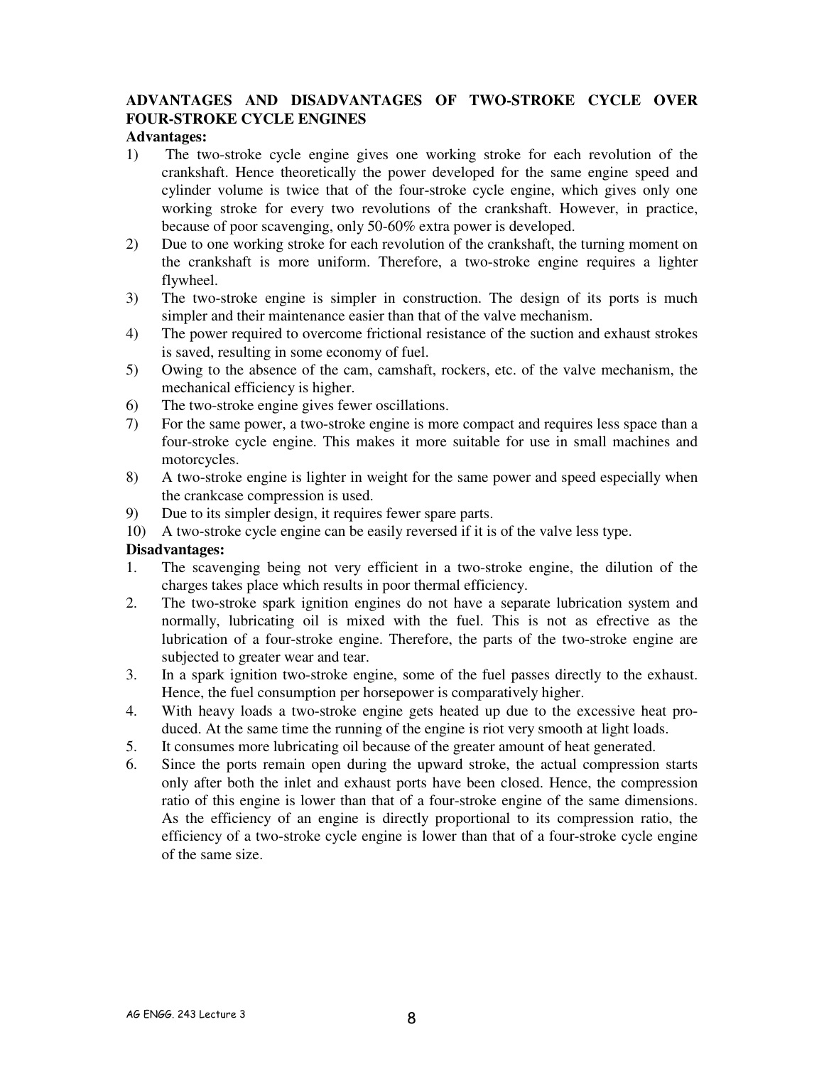## ADVANTAGES AND DISADVANTAGES OF TWO-STROKE CYCLE OVER FOUR-STROKE CYCLE ENGINES

**Advantages:**

1) The two-stroke cycle engine gives one working stroke for each revolution of the crankshaft. Hence theoretically the power developed for the same engine speed and cylinder volume is twice that of the four-stroke cycle engine, which gives only one working stroke for every two revolutions of the crankshaft. However, in practice, because of poor scavenging, only 50-60% extra power is developed.
2) Due to one working stroke for each revolution of the crankshaft, the turning moment on the crankshaft is more uniform. Therefore, a two-stroke engine requires a lighter flywheel.
3) The two-stroke engine is simpler in construction. The design of its ports is much simpler and their maintenance easier than that of the valve mechanism.
4) The power required to overcome frictional resistance of the suction and exhaust strokes is saved, resulting in some economy of fuel.
5) Owing to the absence of the cam, camshaft, rockers, etc. of the valve mechanism, the mechanical efficiency is higher.
6) The two-stroke engine gives fewer oscillations.
7) For the same power, a two-stroke engine is more compact and requires less space than a four-stroke cycle engine. This makes it more suitable for use in small machines and motorcycles.
8) A two-stroke engine is lighter in weight for the same power and speed especially when the crankcase compression is used.
9) Due to its simpler design, it requires fewer spare parts.
10) A two-stroke cycle engine can be easily reversed if it is of the valve less type.

**Disadvantages:**

1. The scavenging being not very efficient in a two-stroke engine, the dilution of the charges takes place which results in poor thermal efficiency.
2. The two-stroke spark ignition engines do not have a separate lubrication system and normally, lubricating oil is mixed with the fuel. This is not as efrective as the lubrication of a four-stroke engine. Therefore, the parts of the two-stroke engine are subjected to greater wear and tear.
3. In a spark ignition two-stroke engine, some of the fuel passes directly to the exhaust. Hence, the fuel consumption per horsepower is comparatively higher.
4. With heavy loads a two-stroke engine gets heated up due to the excessive heat produced. At the same time the running of the engine is riot very smooth at light loads.
5. It consumes more lubricating oil because of the greater amount of heat generated.
6. Since the ports remain open during the upward stroke, the actual compression starts only after both the inlet and exhaust ports have been closed. Hence, the compression ratio of this engine is lower than that of a four-stroke engine of the same dimensions. As the efficiency of an engine is directly proportional to its compression ratio, the efficiency of a two-stroke cycle engine is lower than that of a four-stroke cycle engine of the same size.